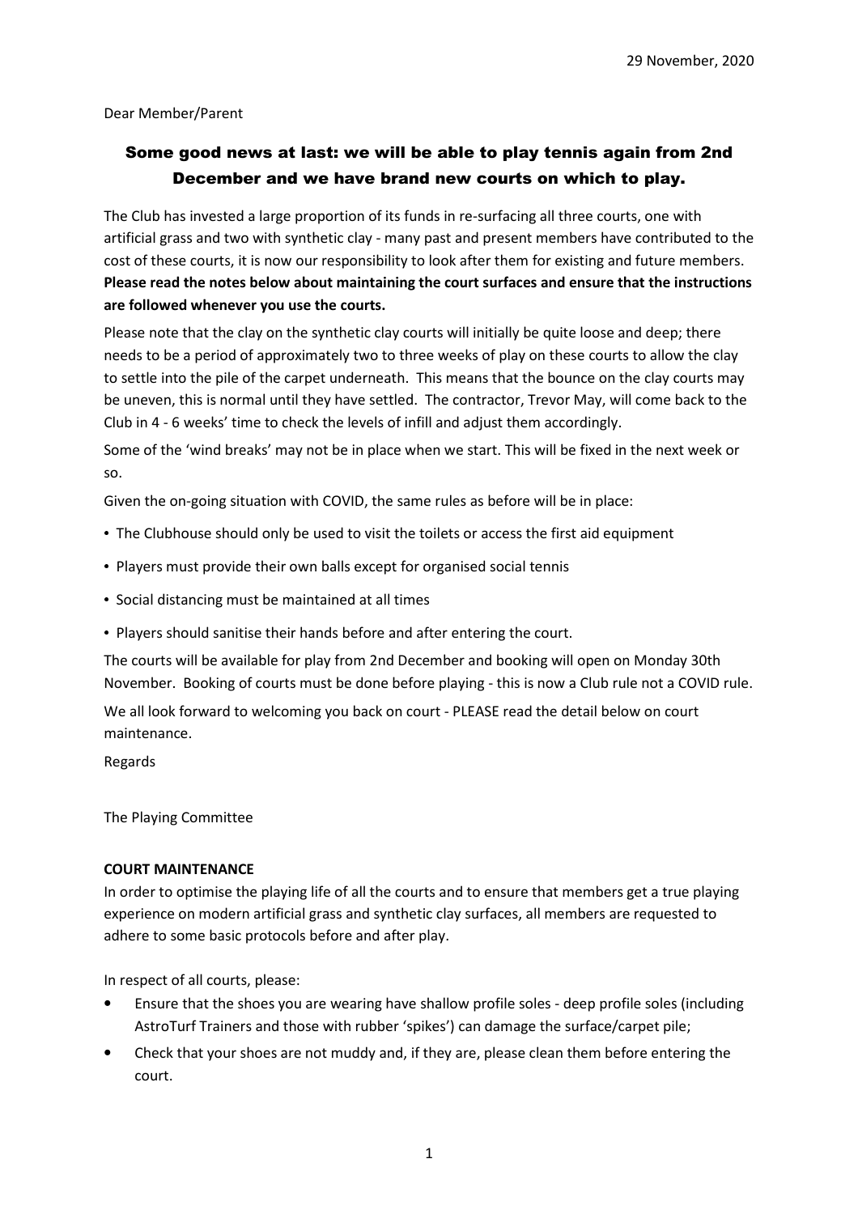29 November, 2020

Dear Member/Parent

## Some good news at last: we will be able to play tennis again from 2nd December and we have brand new courts on which to play.

The Club has invested a large proportion of its funds in re-surfacing all three courts, one with artificial grass and two with synthetic clay - many past and present members have contributed to the cost of these courts, it is now our responsibility to look after them for existing and future members. **Please read the notes below about maintaining the court surfaces and ensure that the instructions are followed whenever you use the courts.**

Please note that the clay on the synthetic clay courts will initially be quite loose and deep; there needs to be a period of approximately two to three weeks of play on these courts to allow the clay to settle into the pile of the carpet underneath. This means that the bounce on the clay courts may be uneven, this is normal until they have settled. The contractor, Trevor May, will come back to the Club in 4 - 6 weeks' time to check the levels of infill and adjust them accordingly.

Some of the 'wind breaks' may not be in place when we start. This will be fixed in the next week or so.

Given the on-going situation with COVID, the same rules as before will be in place:

- The Clubhouse should only be used to visit the toilets or access the first aid equipment
- Players must provide their own balls except for organised social tennis
- Social distancing must be maintained at all times
- Players should sanitise their hands before and after entering the court.

The courts will be available for play from 2nd December and booking will open on Monday 30th November. Booking of courts must be done before playing - this is now a Club rule not a COVID rule.

We all look forward to welcoming you back on court - PLEASE read the detail below on court maintenance.

Regards

The Playing Committee

**COURT MAINTENANCE**

In order to optimise the playing life of all the courts and to ensure that members get a true playing experience on modern artificial grass and synthetic clay surfaces, all members are requested to adhere to some basic protocols before and after play.

In respect of all courts, please:

- Ensure that the shoes you are wearing have shallow profile soles - deep profile soles (including AstroTurf Trainers and those with rubber 'spikes') can damage the surface/carpet pile;
- Check that your shoes are not muddy and, if they are, please clean them before entering the court.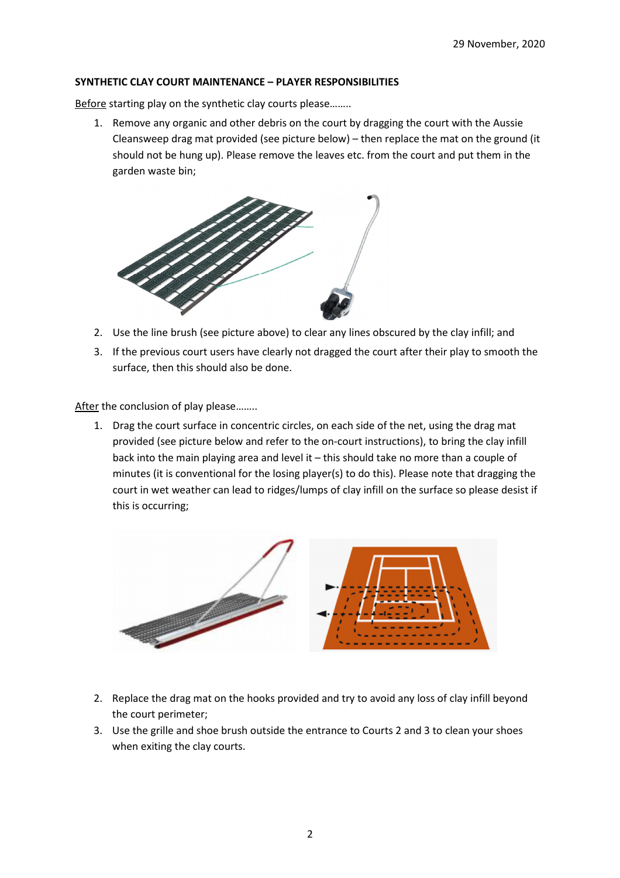29 November, 2020

**SYNTHETIC CLAY COURT MAINTENANCE – PLAYER RESPONSIBILITIES**

Before starting play on the synthetic clay courts please……..

1. Remove any organic and other debris on the court by dragging the court with the Aussie Cleansweep drag mat provided (see picture below) – then replace the mat on the ground (it should not be hung up). Please remove the leaves etc. from the court and put them in the garden waste bin;
2. Use the line brush (see picture above) to clear any lines obscured by the clay infill; and
3. If the previous court users have clearly not dragged the court after their play to smooth the surface, then this should also be done.

After the conclusion of play please……..

1. Drag the court surface in concentric circles, on each side of the net, using the drag mat provided (see picture below and refer to the on-court instructions), to bring the clay infill back into the main playing area and level it – this should take no more than a couple of minutes (it is conventional for the losing player(s) to do this). Please note that dragging the court in wet weather can lead to ridges/lumps of clay infill on the surface so please desist if this is occurring;
2. Replace the drag mat on the hooks provided and try to avoid any loss of clay infill beyond the court perimeter;
3. Use the grille and shoe brush outside the entrance to Courts 2 and 3 to clean your shoes when exiting the clay courts.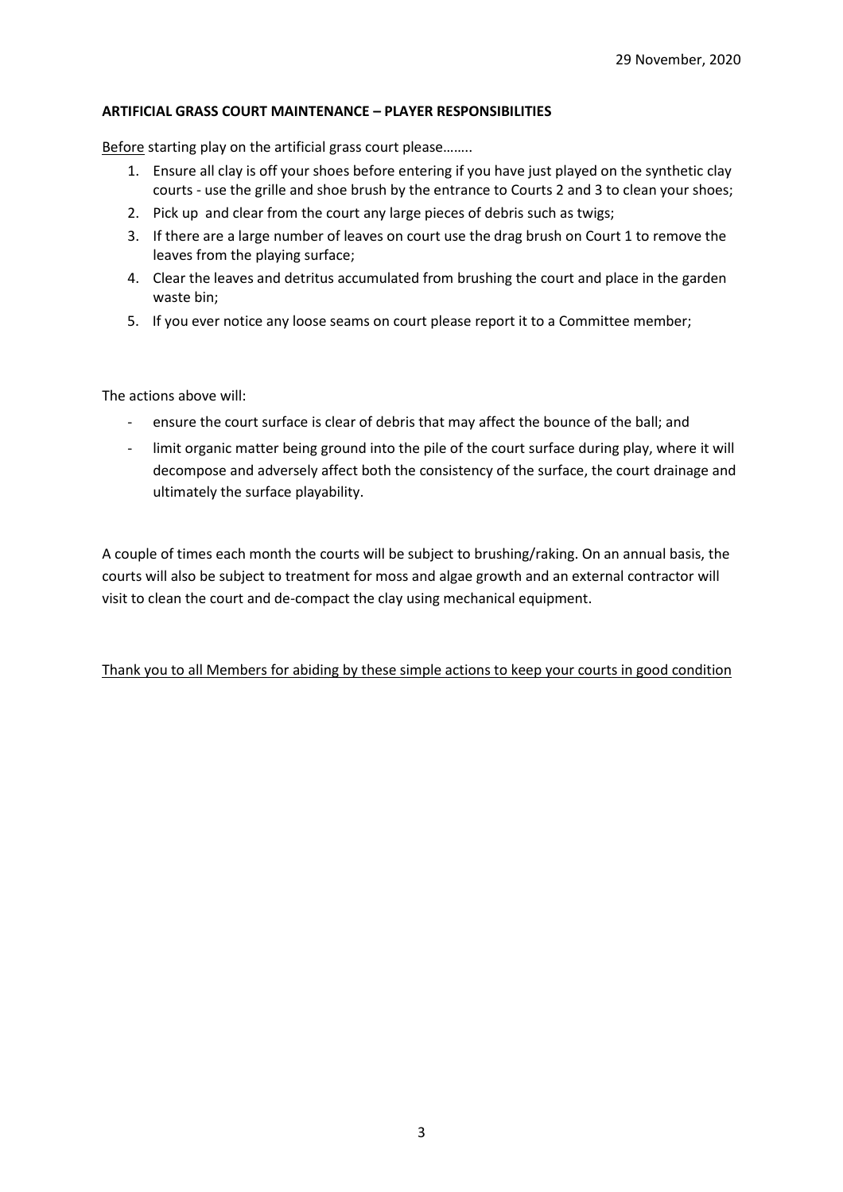29 November, 2020

**ARTIFICIAL GRASS COURT MAINTENANCE – PLAYER RESPONSIBILITIES**

Before starting play on the artificial grass court please……..

1. Ensure all clay is off your shoes before entering if you have just played on the synthetic clay courts - use the grille and shoe brush by the entrance to Courts 2 and 3 to clean your shoes;
2. Pick up and clear from the court any large pieces of debris such as twigs;
3. If there are a large number of leaves on court use the drag brush on Court 1 to remove the leaves from the playing surface;
4. Clear the leaves and detritus accumulated from brushing the court and place in the garden waste bin;
5. If you ever notice any loose seams on court please report it to a Committee member;

The actions above will:

- ensure the court surface is clear of debris that may affect the bounce of the ball; and
- limit organic matter being ground into the pile of the court surface during play, where it will decompose and adversely affect both the consistency of the surface, the court drainage and ultimately the surface playability.

A couple of times each month the courts will be subject to brushing/raking. On an annual basis, the courts will also be subject to treatment for moss and algae growth and an external contractor will visit to clean the court and de-compact the clay using mechanical equipment.

Thank you to all Members for abiding by these simple actions to keep your courts in good condition